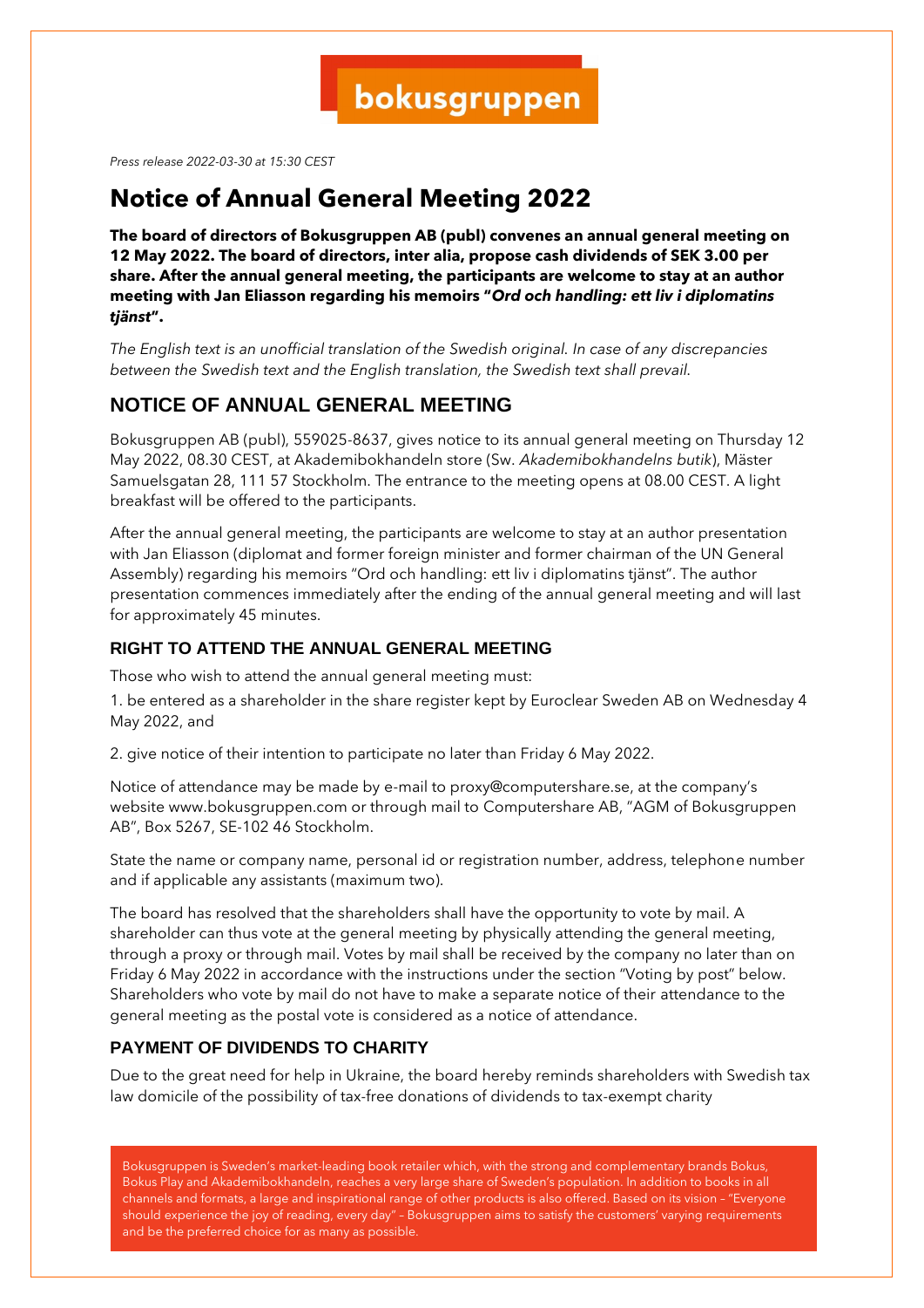bokusgruppen

*Press release 2022-03-30 at 15:30 CEST*

# Notice of Annual General Meeting 2022

**The board of directors of Bokusgruppen AB (publ) convenes an annual general meeting on 12 May 2022. The board of directors, inter alia, propose cash dividends of SEK 3.00 per share. After the annual general meeting, the participants are welcome to stay at an author meeting with Jan Eliasson regarding his memoirs "*Ord och handling: ett liv i diplomatins tjänst*".**

*The English text is an unofficial translation of the Swedish original. In case of any discrepancies between the Swedish text and the English translation, the Swedish text shall prevail.*

## NOTICE OF ANNUAL GENERAL MEETING

Bokusgruppen AB (publ), 559025-8637, gives notice to its annual general meeting on Thursday 12 May 2022, 08.30 CEST, at Akademibokhandeln store (Sw. *Akademibokhandelns butik*), Mäster Samuelsgatan 28, 111 57 Stockholm. The entrance to the meeting opens at 08.00 CEST. A light breakfast will be offered to the participants.

After the annual general meeting, the participants are welcome to stay at an author presentation with Jan Eliasson (diplomat and former foreign minister and former chairman of the UN General Assembly) regarding his memoirs "Ord och handling: ett liv i diplomatins tjänst". The author presentation commences immediately after the ending of the annual general meeting and will last for approximately 45 minutes.

### RIGHT TO ATTEND THE ANNUAL GENERAL MEETING

Those who wish to attend the annual general meeting must:

1. be entered as a shareholder in the share register kept by Euroclear Sweden AB on Wednesday 4 May 2022, and

2. give notice of their intention to participate no later than Friday 6 May 2022.

Notice of attendance may be made by e-mail to proxy@computershare.se, at the company's website www.bokusgruppen.com or through mail to Computershare AB, "AGM of Bokusgruppen AB", Box 5267, SE-102 46 Stockholm.

State the name or company name, personal id or registration number, address, telephone number and if applicable any assistants (maximum two).

The board has resolved that the shareholders shall have the opportunity to vote by mail. A shareholder can thus vote at the general meeting by physically attending the general meeting, through a proxy or through mail. Votes by mail shall be received by the company no later than on Friday 6 May 2022 in accordance with the instructions under the section "Voting by post" below. Shareholders who vote by mail do not have to make a separate notice of their attendance to the general meeting as the postal vote is considered as a notice of attendance.

### PAYMENT OF DIVIDENDS TO CHARITY

Due to the great need for help in Ukraine, the board hereby reminds shareholders with Swedish tax law domicile of the possibility of tax-free donations of dividends to tax-exempt charity

Bokusgruppen is Sweden's market-leading book retailer which, with the strong and complementary brands Bokus, Bokus Play and Akademibokhandeln, reaches a very large share of Sweden's population. In addition to books in all channels and formats, a large and inspirational range of other products is also offered. Based on its vision – "Everyone should experience the joy of reading, every day" – Bokusgruppen aims to satisfy the customers' varying requirements and be the preferred choice for as many as possible.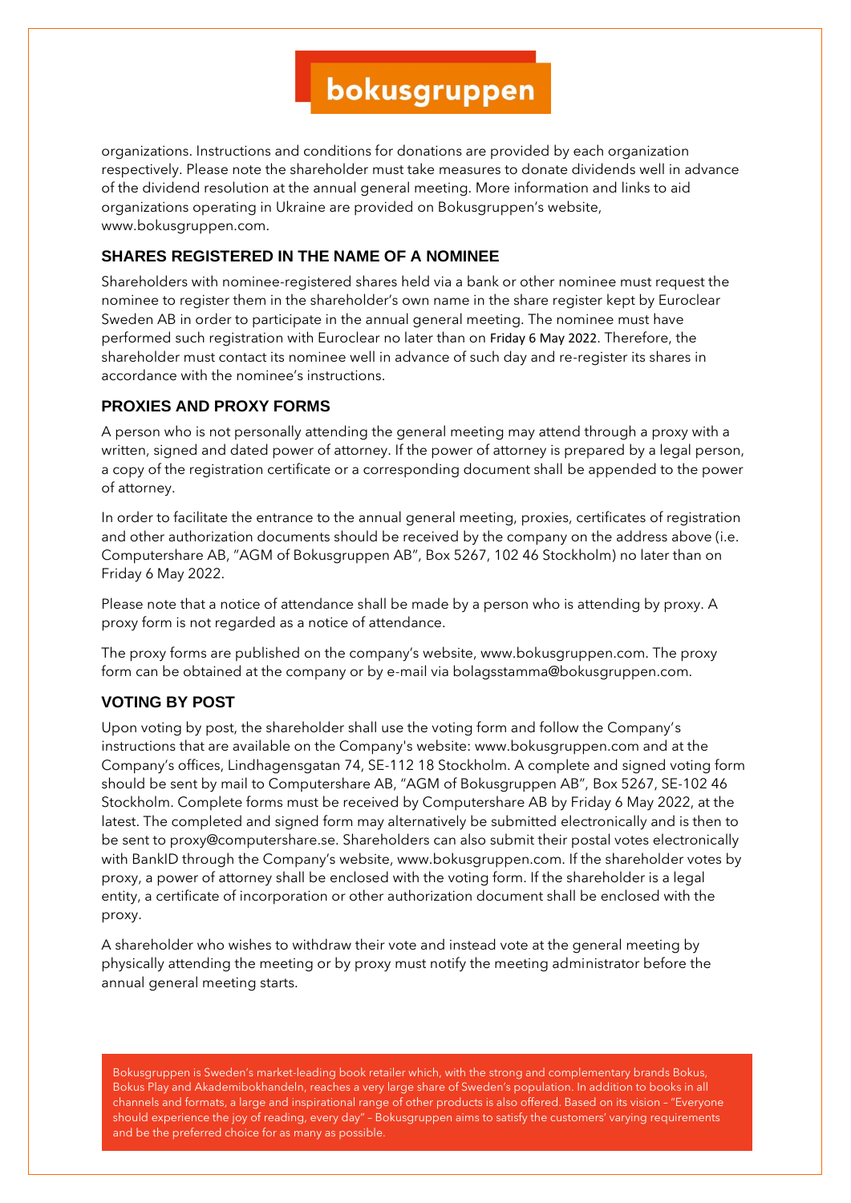organizations. Instructions and conditions for donations are provided by each organization respectively. Please note the shareholder must take measures to donate dividends well in advance of the dividend resolution at the annual general meeting. More information and links to aid organizations operating in Ukraine are provided on Bokusgruppen's website, www.bokusgruppen.com.

## SHARES REGISTERED IN THE NAME OF A NOMINEE

Shareholders with nominee-registered shares held via a bank or other nominee must request the nominee to register them in the shareholder's own name in the share register kept by Euroclear Sweden AB in order to participate in the annual general meeting. The nominee must have performed such registration with Euroclear no later than on Friday 6 May 2022. Therefore, the shareholder must contact its nominee well in advance of such day and re-register its shares in accordance with the nominee's instructions.

## PROXIES AND PROXY FORMS

A person who is not personally attending the general meeting may attend through a proxy with a written, signed and dated power of attorney. If the power of attorney is prepared by a legal person, a copy of the registration certificate or a corresponding document shall be appended to the power of attorney.

In order to facilitate the entrance to the annual general meeting, proxies, certificates of registration and other authorization documents should be received by the company on the address above (i.e. Computershare AB, "AGM of Bokusgruppen AB", Box 5267, 102 46 Stockholm) no later than on Friday 6 May 2022.

Please note that a notice of attendance shall be made by a person who is attending by proxy. A proxy form is not regarded as a notice of attendance.

The proxy forms are published on the company's website, www.bokusgruppen.com. The proxy form can be obtained at the company or by e-mail via bolagsstamma@bokusgruppen.com.

## VOTING BY POST

Upon voting by post, the shareholder shall use the voting form and follow the Company's instructions that are available on the Company's website: www.bokusgruppen.com and at the Company's offices, Lindhagensgatan 74, SE-112 18 Stockholm. A complete and signed voting form should be sent by mail to Computershare AB, "AGM of Bokusgruppen AB", Box 5267, SE-102 46 Stockholm. Complete forms must be received by Computershare AB by Friday 6 May 2022, at the latest. The completed and signed form may alternatively be submitted electronically and is then to be sent to proxy@computershare.se. Shareholders can also submit their postal votes electronically with BankID through the Company's website, www.bokusgruppen.com. If the shareholder votes by proxy, a power of attorney shall be enclosed with the voting form. If the shareholder is a legal entity, a certificate of incorporation or other authorization document shall be enclosed with the proxy.

A shareholder who wishes to withdraw their vote and instead vote at the general meeting by physically attending the meeting or by proxy must notify the meeting administrator before the annual general meeting starts.

Bokusgruppen is Sweden's market-leading book retailer which, with the strong and complementary brands Bokus, Bokus Play and Akademibokhandeln, reaches a very large share of Sweden's population. In addition to books in all channels and formats, a large and inspirational range of other products is also offered. Based on its vision – "Everyone should experience the joy of reading, every day" – Bokusgruppen aims to satisfy the customers' varying requirements and be the preferred choice for as many as possible.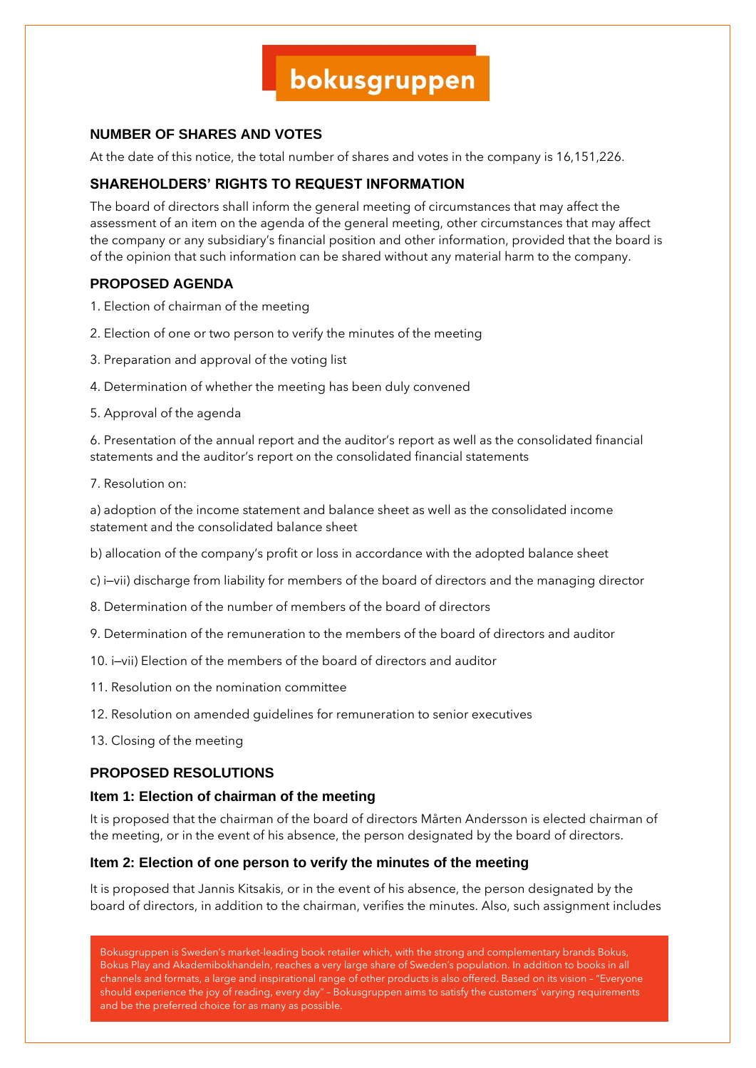## NUMBER OF SHARES AND VOTES

At the date of this notice, the total number of shares and votes in the company is 16,151,226.

## SHAREHOLDERS' RIGHTS TO REQUEST INFORMATION

The board of directors shall inform the general meeting of circumstances that may affect the assessment of an item on the agenda of the general meeting, other circumstances that may affect the company or any subsidiary's financial position and other information, provided that the board is of the opinion that such information can be shared without any material harm to the company.

## PROPOSED AGENDA

1. Election of chairman of the meeting

2. Election of one or two person to verify the minutes of the meeting

3. Preparation and approval of the voting list

4. Determination of whether the meeting has been duly convened

5. Approval of the agenda

6. Presentation of the annual report and the auditor's report as well as the consolidated financial statements and the auditor's report on the consolidated financial statements

7. Resolution on:

a) adoption of the income statement and balance sheet as well as the consolidated income statement and the consolidated balance sheet

b) allocation of the company's profit or loss in accordance with the adopted balance sheet

c) i–vii) discharge from liability for members of the board of directors and the managing director

8. Determination of the number of members of the board of directors

9. Determination of the remuneration to the members of the board of directors and auditor

10. i–vii) Election of the members of the board of directors and auditor

11. Resolution on the nomination committee

12. Resolution on amended guidelines for remuneration to senior executives

13. Closing of the meeting

## PROPOSED RESOLUTIONS

### Item 1: Election of chairman of the meeting

It is proposed that the chairman of the board of directors Mårten Andersson is elected chairman of the meeting, or in the event of his absence, the person designated by the board of directors.

### Item 2: Election of one person to verify the minutes of the meeting

It is proposed that Jannis Kitsakis, or in the event of his absence, the person designated by the board of directors, in addition to the chairman, verifies the minutes. Also, such assignment includes

Bokusgruppen is Sweden's market-leading book retailer which, with the strong and complementary brands Bokus, Bokus Play and Akademibokhandeln, reaches a very large share of Sweden's population. In addition to books in all channels and formats, a large and inspirational range of other products is also offered. Based on its vision – "Everyone should experience the joy of reading, every day" – Bokusgruppen aims to satisfy the customers' varying requirements and be the preferred choice for as many as possible.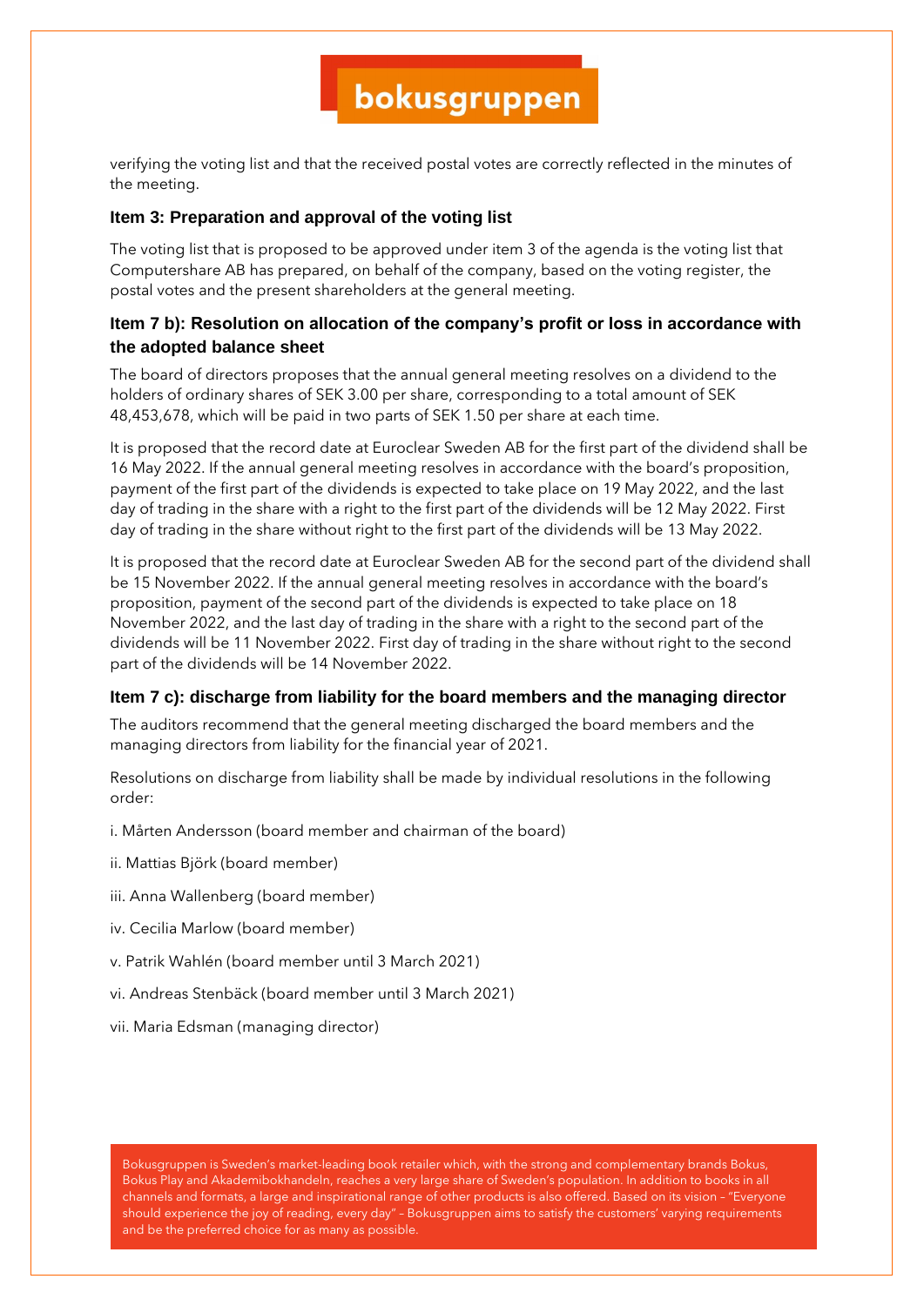verifying the voting list and that the received postal votes are correctly reflected in the minutes of the meeting.

### Item 3: Preparation and approval of the voting list

The voting list that is proposed to be approved under item 3 of the agenda is the voting list that Computershare AB has prepared, on behalf of the company, based on the voting register, the postal votes and the present shareholders at the general meeting.

### Item 7 b): Resolution on allocation of the company's profit or loss in accordance with the adopted balance sheet

The board of directors proposes that the annual general meeting resolves on a dividend to the holders of ordinary shares of SEK 3.00 per share, corresponding to a total amount of SEK 48,453,678, which will be paid in two parts of SEK 1.50 per share at each time.

It is proposed that the record date at Euroclear Sweden AB for the first part of the dividend shall be 16 May 2022. If the annual general meeting resolves in accordance with the board's proposition, payment of the first part of the dividends is expected to take place on 19 May 2022, and the last day of trading in the share with a right to the first part of the dividends will be 12 May 2022. First day of trading in the share without right to the first part of the dividends will be 13 May 2022.

It is proposed that the record date at Euroclear Sweden AB for the second part of the dividend shall be 15 November 2022. If the annual general meeting resolves in accordance with the board's proposition, payment of the second part of the dividends is expected to take place on 18 November 2022, and the last day of trading in the share with a right to the second part of the dividends will be 11 November 2022. First day of trading in the share without right to the second part of the dividends will be 14 November 2022.

### Item 7 c): discharge from liability for the board members and the managing director

The auditors recommend that the general meeting discharged the board members and the managing directors from liability for the financial year of 2021.

Resolutions on discharge from liability shall be made by individual resolutions in the following order:

i. Mårten Andersson (board member and chairman of the board)

ii. Mattias Björk (board member)

iii. Anna Wallenberg (board member)

iv. Cecilia Marlow (board member)

v. Patrik Wahlén (board member until 3 March 2021)

vi. Andreas Stenbäck (board member until 3 March 2021)

vii. Maria Edsman (managing director)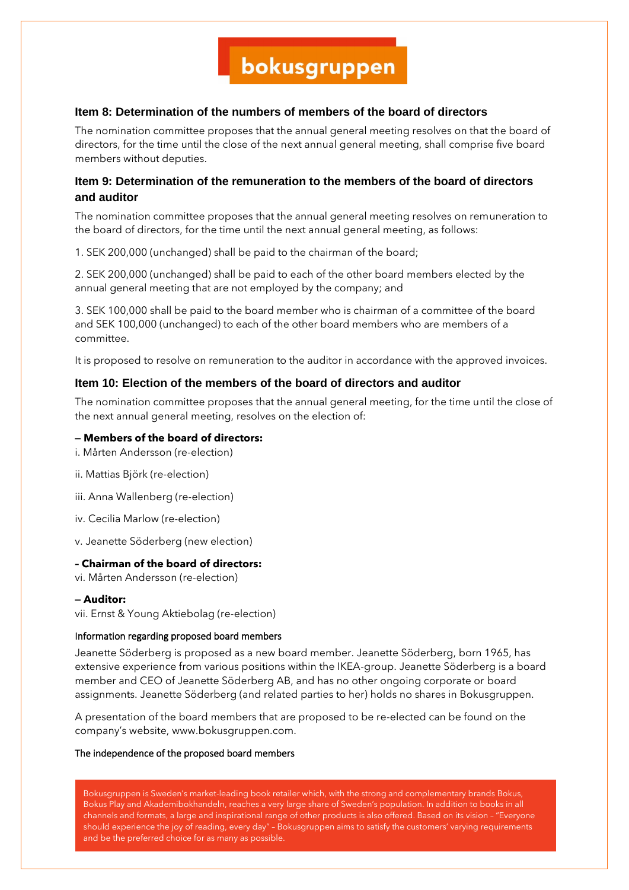## Item 8: Determination of the numbers of members of the board of directors

The nomination committee proposes that the annual general meeting resolves on that the board of directors, for the time until the close of the next annual general meeting, shall comprise five board members without deputies.

## Item 9: Determination of the remuneration to the members of the board of directors and auditor

The nomination committee proposes that the annual general meeting resolves on remuneration to the board of directors, for the time until the next annual general meeting, as follows:

1. SEK 200,000 (unchanged) shall be paid to the chairman of the board;

2. SEK 200,000 (unchanged) shall be paid to each of the other board members elected by the annual general meeting that are not employed by the company; and

3. SEK 100,000 shall be paid to the board member who is chairman of a committee of the board and SEK 100,000 (unchanged) to each of the other board members who are members of a committee.

It is proposed to resolve on remuneration to the auditor in accordance with the approved invoices.

## Item 10: Election of the members of the board of directors and auditor

The nomination committee proposes that the annual general meeting, for the time until the close of the next annual general meeting, resolves on the election of:

**– Members of the board of directors:**

i. Mårten Andersson (re-election)

ii. Mattias Björk (re-election)

iii. Anna Wallenberg (re-election)

iv. Cecilia Marlow (re-election)

v. Jeanette Söderberg (new election)

**– Chairman of the board of directors:**

vi. Mårten Andersson (re-election)

**– Auditor:**

vii. Ernst & Young Aktiebolag (re-election)

Information regarding proposed board members

Jeanette Söderberg is proposed as a new board member. Jeanette Söderberg, born 1965, has extensive experience from various positions within the IKEA-group. Jeanette Söderberg is a board member and CEO of Jeanette Söderberg AB, and has no other ongoing corporate or board assignments. Jeanette Söderberg (and related parties to her) holds no shares in Bokusgruppen.

A presentation of the board members that are proposed to be re-elected can be found on the company's website, www.bokusgruppen.com.

The independence of the proposed board members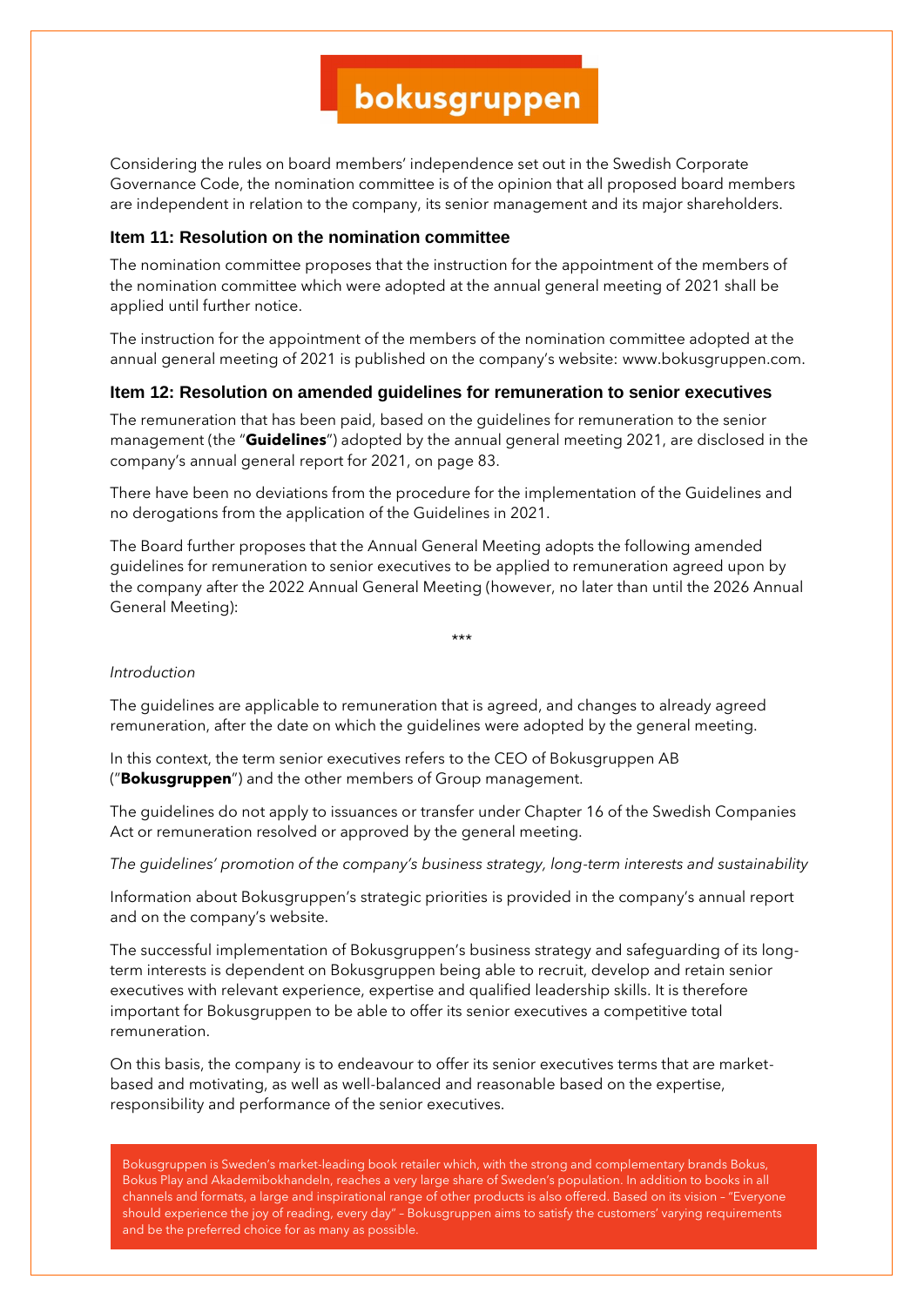Considering the rules on board members' independence set out in the Swedish Corporate Governance Code, the nomination committee is of the opinion that all proposed board members are independent in relation to the company, its senior management and its major shareholders.

### Item 11: Resolution on the nomination committee

The nomination committee proposes that the instruction for the appointment of the members of the nomination committee which were adopted at the annual general meeting of 2021 shall be applied until further notice.

The instruction for the appointment of the members of the nomination committee adopted at the annual general meeting of 2021 is published on the company's website: www.bokusgruppen.com.

### Item 12: Resolution on amended guidelines for remuneration to senior executives

The remuneration that has been paid, based on the guidelines for remuneration to the senior management (the "**Guidelines**") adopted by the annual general meeting 2021, are disclosed in the company's annual general report for 2021, on page 83.

There have been no deviations from the procedure for the implementation of the Guidelines and no derogations from the application of the Guidelines in 2021.

The Board further proposes that the Annual General Meeting adopts the following amended guidelines for remuneration to senior executives to be applied to remuneration agreed upon by the company after the 2022 Annual General Meeting (however, no later than until the 2026 Annual General Meeting):

***

*Introduction*

The guidelines are applicable to remuneration that is agreed, and changes to already agreed remuneration, after the date on which the guidelines were adopted by the general meeting.

In this context, the term senior executives refers to the CEO of Bokusgruppen AB ("**Bokusgruppen**") and the other members of Group management.

The guidelines do not apply to issuances or transfer under Chapter 16 of the Swedish Companies Act or remuneration resolved or approved by the general meeting.

*The guidelines' promotion of the company's business strategy, long-term interests and sustainability*

Information about Bokusgruppen's strategic priorities is provided in the company's annual report and on the company's website.

The successful implementation of Bokusgruppen's business strategy and safeguarding of its long-term interests is dependent on Bokusgruppen being able to recruit, develop and retain senior executives with relevant experience, expertise and qualified leadership skills. It is therefore important for Bokusgruppen to be able to offer its senior executives a competitive total remuneration.

On this basis, the company is to endeavour to offer its senior executives terms that are market-based and motivating, as well as well-balanced and reasonable based on the expertise, responsibility and performance of the senior executives.

Bokusgruppen is Sweden's market-leading book retailer which, with the strong and complementary brands Bokus, Bokus Play and Akademibokhandeln, reaches a very large share of Sweden's population. In addition to books in all channels and formats, a large and inspirational range of other products is also offered. Based on its vision – "Everyone should experience the joy of reading, every day" – Bokusgruppen aims to satisfy the customers' varying requirements and be the preferred choice for as many as possible.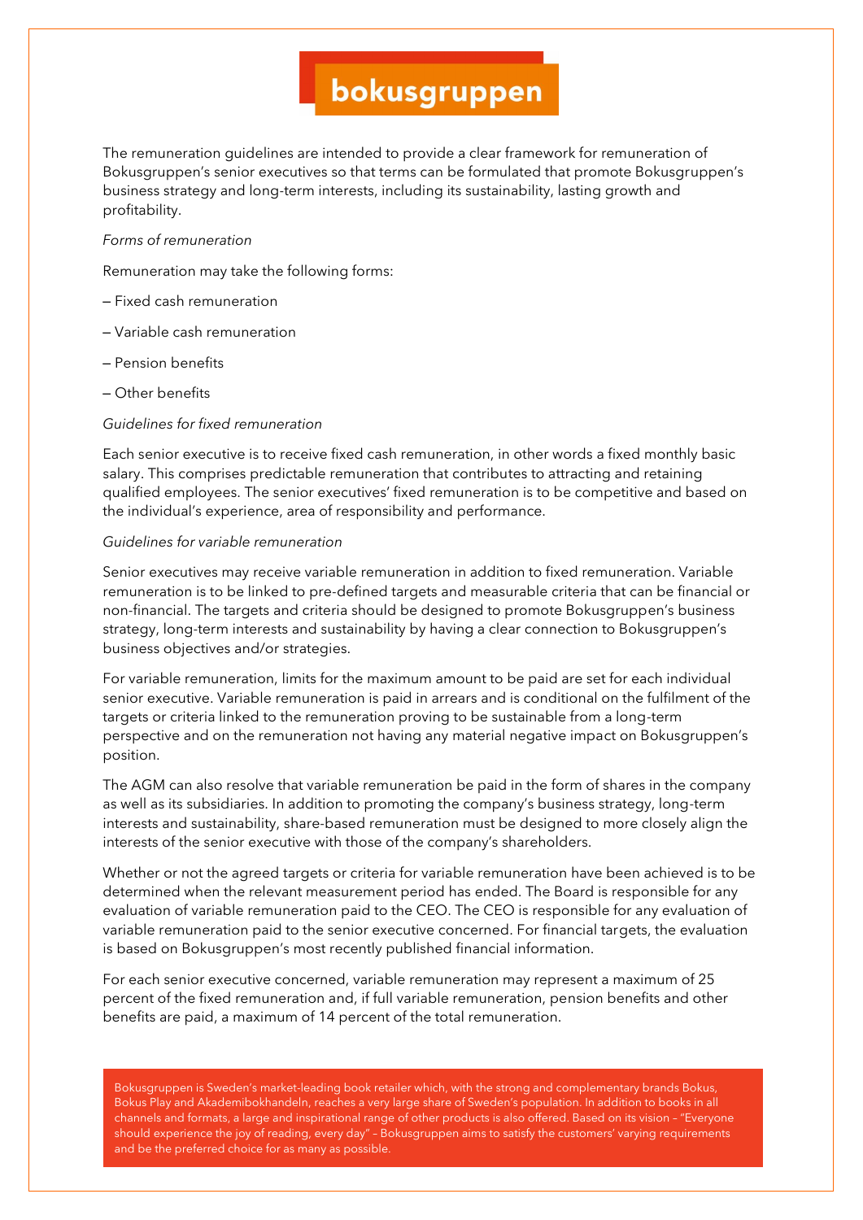The remuneration guidelines are intended to provide a clear framework for remuneration of Bokusgruppen's senior executives so that terms can be formulated that promote Bokusgruppen's business strategy and long-term interests, including its sustainability, lasting growth and profitability.

*Forms of remuneration*

Remuneration may take the following forms:

– Fixed cash remuneration

– Variable cash remuneration

– Pension benefits

– Other benefits

*Guidelines for fixed remuneration*

Each senior executive is to receive fixed cash remuneration, in other words a fixed monthly basic salary. This comprises predictable remuneration that contributes to attracting and retaining qualified employees. The senior executives' fixed remuneration is to be competitive and based on the individual's experience, area of responsibility and performance.

*Guidelines for variable remuneration*

Senior executives may receive variable remuneration in addition to fixed remuneration. Variable remuneration is to be linked to pre-defined targets and measurable criteria that can be financial or non-financial. The targets and criteria should be designed to promote Bokusgruppen's business strategy, long-term interests and sustainability by having a clear connection to Bokusgruppen's business objectives and/or strategies.

For variable remuneration, limits for the maximum amount to be paid are set for each individual senior executive. Variable remuneration is paid in arrears and is conditional on the fulfilment of the targets or criteria linked to the remuneration proving to be sustainable from a long-term perspective and on the remuneration not having any material negative impact on Bokusgruppen's position.

The AGM can also resolve that variable remuneration be paid in the form of shares in the company as well as its subsidiaries. In addition to promoting the company's business strategy, long-term interests and sustainability, share-based remuneration must be designed to more closely align the interests of the senior executive with those of the company's shareholders.

Whether or not the agreed targets or criteria for variable remuneration have been achieved is to be determined when the relevant measurement period has ended. The Board is responsible for any evaluation of variable remuneration paid to the CEO. The CEO is responsible for any evaluation of variable remuneration paid to the senior executive concerned. For financial targets, the evaluation is based on Bokusgruppen's most recently published financial information.

For each senior executive concerned, variable remuneration may represent a maximum of 25 percent of the fixed remuneration and, if full variable remuneration, pension benefits and other benefits are paid, a maximum of 14 percent of the total remuneration.

Bokusgruppen is Sweden's market-leading book retailer which, with the strong and complementary brands Bokus, Bokus Play and Akademibokhandeln, reaches a very large share of Sweden's population. In addition to books in all channels and formats, a large and inspirational range of other products is also offered. Based on its vision – "Everyone should experience the joy of reading, every day" – Bokusgruppen aims to satisfy the customers' varying requirements and be the preferred choice for as many as possible.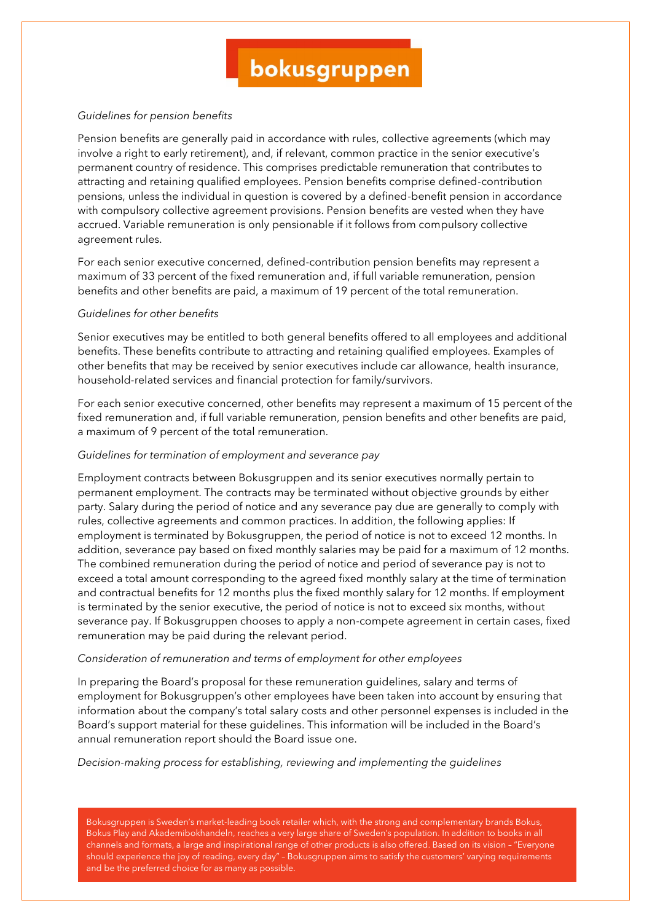*Guidelines for pension benefits*

Pension benefits are generally paid in accordance with rules, collective agreements (which may involve a right to early retirement), and, if relevant, common practice in the senior executive's permanent country of residence. This comprises predictable remuneration that contributes to attracting and retaining qualified employees. Pension benefits comprise defined-contribution pensions, unless the individual in question is covered by a defined-benefit pension in accordance with compulsory collective agreement provisions. Pension benefits are vested when they have accrued. Variable remuneration is only pensionable if it follows from compulsory collective agreement rules.

For each senior executive concerned, defined-contribution pension benefits may represent a maximum of 33 percent of the fixed remuneration and, if full variable remuneration, pension benefits and other benefits are paid, a maximum of 19 percent of the total remuneration.

*Guidelines for other benefits*

Senior executives may be entitled to both general benefits offered to all employees and additional benefits. These benefits contribute to attracting and retaining qualified employees. Examples of other benefits that may be received by senior executives include car allowance, health insurance, household-related services and financial protection for family/survivors.

For each senior executive concerned, other benefits may represent a maximum of 15 percent of the fixed remuneration and, if full variable remuneration, pension benefits and other benefits are paid, a maximum of 9 percent of the total remuneration.

*Guidelines for termination of employment and severance pay*

Employment contracts between Bokusgruppen and its senior executives normally pertain to permanent employment. The contracts may be terminated without objective grounds by either party. Salary during the period of notice and any severance pay due are generally to comply with rules, collective agreements and common practices. In addition, the following applies: If employment is terminated by Bokusgruppen, the period of notice is not to exceed 12 months. In addition, severance pay based on fixed monthly salaries may be paid for a maximum of 12 months. The combined remuneration during the period of notice and period of severance pay is not to exceed a total amount corresponding to the agreed fixed monthly salary at the time of termination and contractual benefits for 12 months plus the fixed monthly salary for 12 months. If employment is terminated by the senior executive, the period of notice is not to exceed six months, without severance pay. If Bokusgruppen chooses to apply a non-compete agreement in certain cases, fixed remuneration may be paid during the relevant period.

*Consideration of remuneration and terms of employment for other employees*

In preparing the Board's proposal for these remuneration guidelines, salary and terms of employment for Bokusgruppen's other employees have been taken into account by ensuring that information about the company's total salary costs and other personnel expenses is included in the Board's support material for these guidelines. This information will be included in the Board's annual remuneration report should the Board issue one.

*Decision-making process for establishing, reviewing and implementing the guidelines*

Bokusgruppen is Sweden's market-leading book retailer which, with the strong and complementary brands Bokus, Bokus Play and Akademibokhandeln, reaches a very large share of Sweden's population. In addition to books in all channels and formats, a large and inspirational range of other products is also offered. Based on its vision – "Everyone should experience the joy of reading, every day" – Bokusgruppen aims to satisfy the customers' varying requirements and be the preferred choice for as many as possible.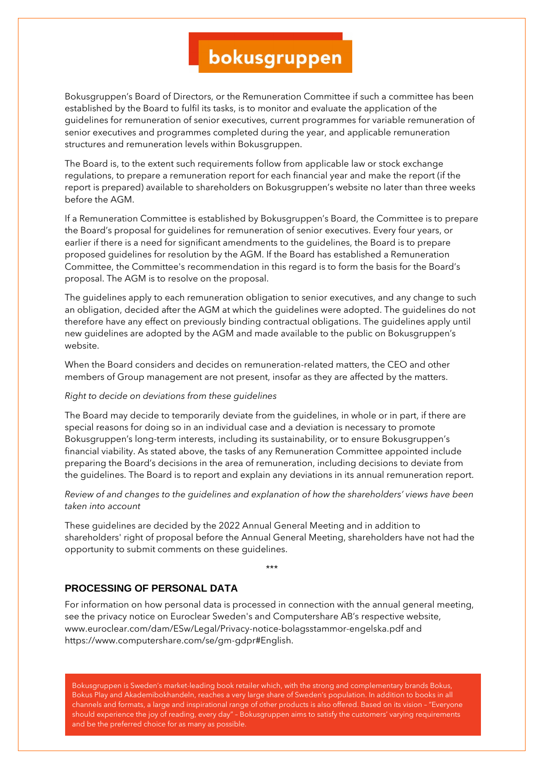Bokusgruppen's Board of Directors, or the Remuneration Committee if such a committee has been established by the Board to fulfil its tasks, is to monitor and evaluate the application of the guidelines for remuneration of senior executives, current programmes for variable remuneration of senior executives and programmes completed during the year, and applicable remuneration structures and remuneration levels within Bokusgruppen.

The Board is, to the extent such requirements follow from applicable law or stock exchange regulations, to prepare a remuneration report for each financial year and make the report (if the report is prepared) available to shareholders on Bokusgruppen's website no later than three weeks before the AGM.

If a Remuneration Committee is established by Bokusgruppen's Board, the Committee is to prepare the Board's proposal for guidelines for remuneration of senior executives. Every four years, or earlier if there is a need for significant amendments to the guidelines, the Board is to prepare proposed guidelines for resolution by the AGM. If the Board has established a Remuneration Committee, the Committee's recommendation in this regard is to form the basis for the Board's proposal. The AGM is to resolve on the proposal.

The guidelines apply to each remuneration obligation to senior executives, and any change to such an obligation, decided after the AGM at which the guidelines were adopted. The guidelines do not therefore have any effect on previously binding contractual obligations. The guidelines apply until new guidelines are adopted by the AGM and made available to the public on Bokusgruppen's website.

When the Board considers and decides on remuneration-related matters, the CEO and other members of Group management are not present, insofar as they are affected by the matters.

*Right to decide on deviations from these guidelines*

The Board may decide to temporarily deviate from the guidelines, in whole or in part, if there are special reasons for doing so in an individual case and a deviation is necessary to promote Bokusgruppen's long-term interests, including its sustainability, or to ensure Bokusgruppen's financial viability. As stated above, the tasks of any Remuneration Committee appointed include preparing the Board's decisions in the area of remuneration, including decisions to deviate from the guidelines. The Board is to report and explain any deviations in its annual remuneration report.

*Review of and changes to the guidelines and explanation of how the shareholders' views have been taken into account*

These guidelines are decided by the 2022 Annual General Meeting and in addition to shareholders' right of proposal before the Annual General Meeting, shareholders have not had the opportunity to submit comments on these guidelines.

\*\*\*

## PROCESSING OF PERSONAL DATA

For information on how personal data is processed in connection with the annual general meeting, see the privacy notice on Euroclear Sweden's and Computershare AB's respective website, www.euroclear.com/dam/ESw/Legal/Privacy-notice-bolagsstammor-engelska.pdf and https://www.computershare.com/se/gm-gdpr#English.

Bokusgruppen is Sweden's market-leading book retailer which, with the strong and complementary brands Bokus, Bokus Play and Akademibokhandeln, reaches a very large share of Sweden's population. In addition to books in all channels and formats, a large and inspirational range of other products is also offered. Based on its vision – "Everyone should experience the joy of reading, every day" – Bokusgruppen aims to satisfy the customers' varying requirements and be the preferred choice for as many as possible.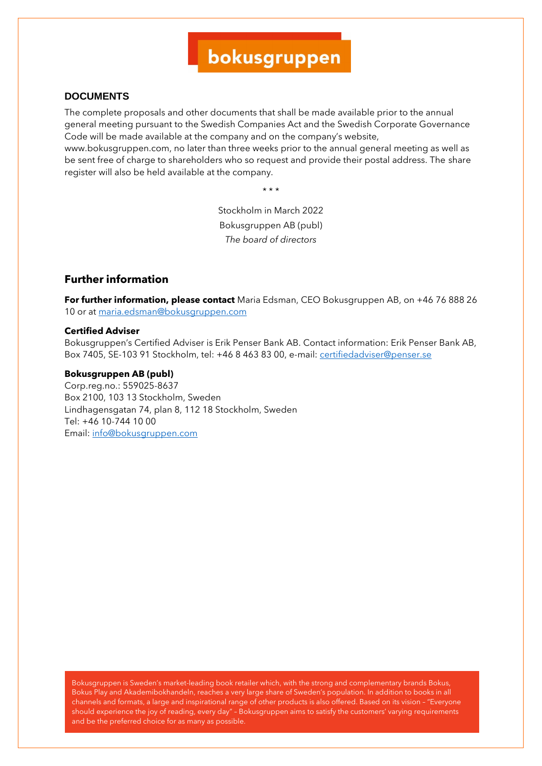bokusgruppen

## DOCUMENTS

The complete proposals and other documents that shall be made available prior to the annual general meeting pursuant to the Swedish Companies Act and the Swedish Corporate Governance Code will be made available at the company and on the company's website, www.bokusgruppen.com, no later than three weeks prior to the annual general meeting as well as be sent free of charge to shareholders who so request and provide their postal address. The share register will also be held available at the company.

\* \* \*

Stockholm in March 2022
Bokusgruppen AB (publ)
*The board of directors*

## Further information

**For further information, please contact** Maria Edsman, CEO Bokusgruppen AB, on +46 76 888 26 10 or at maria.edsman@bokusgruppen.com

**Certified Adviser**
Bokusgruppen's Certified Adviser is Erik Penser Bank AB. Contact information: Erik Penser Bank AB, Box 7405, SE-103 91 Stockholm, tel: +46 8 463 83 00, e-mail: certifiedadviser@penser.se

**Bokusgruppen AB (publ)**
Corp.reg.no.: 559025-8637
Box 2100, 103 13 Stockholm, Sweden
Lindhagensgatan 74, plan 8, 112 18 Stockholm, Sweden
Tel: +46 10-744 10 00
Email: info@bokusgruppen.com

Bokusgruppen is Sweden's market-leading book retailer which, with the strong and complementary brands Bokus, Bokus Play and Akademibokhandeln, reaches a very large share of Sweden's population. In addition to books in all channels and formats, a large and inspirational range of other products is also offered. Based on its vision – "Everyone should experience the joy of reading, every day" – Bokusgruppen aims to satisfy the customers' varying requirements and be the preferred choice for as many as possible.